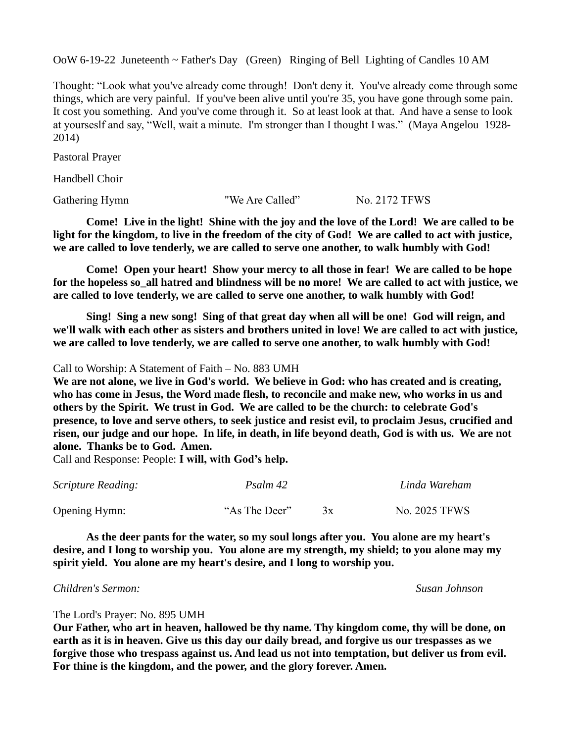OoW 6-19-22 Juneteenth ~ Father's Day (Green) Ringing of Bell Lighting of Candles 10 AM

Thought: “Look what you've already come through! Don't deny it. You've already come through some things, which are very painful. If you've been alive until you're 35, you have gone through some pain. It cost you something. And you've come through it. So at least look at that. And have a sense to look at yourseslf and say, “Well, wait a minute. I'm stronger than I thought I was.” (Maya Angelou 1928-2014)

Pastoral Prayer

Handbell Choir

Gathering Hymn "We Are Called” No. 2172 TFWS

**Come! Live in the light! Shine with the joy and the love of the Lord! We are called to be light for the kingdom, to live in the freedom of the city of God! We are called to act with justice, we are called to love tenderly, we are called to serve one another, to walk humbly with God!**

**Come! Open your heart! Show your mercy to all those in fear! We are called to be hope for the hopeless so_all hatred and blindness will be no more! We are called to act with justice, we are called to love tenderly, we are called to serve one another, to walk humbly with God!**

**Sing! Sing a new song! Sing of that great day when all will be one! God will reign, and we'll walk with each other as sisters and brothers united in love! We are called to act with justice, we are called to love tenderly, we are called to serve one another, to walk humbly with God!**

Call to Worship: A Statement of Faith – No. 883 UMH
**We are not alone, we live in God's world. We believe in God: who has created and is creating, who has come in Jesus, the Word made flesh, to reconcile and make new, who works in us and others by the Spirit. We trust in God. We are called to be the church: to celebrate God's presence, to love and serve others, to seek justice and resist evil, to proclaim Jesus, crucified and risen, our judge and our hope. In life, in death, in life beyond death, God is with us. We are not alone. Thanks be to God. Amen.**
Call and Response: People: **I will, with God’s help.**

*Scripture Reading:* *Psalm 42* *Linda Wareham*

Opening Hymn: “As The Deer” 3x No. 2025 TFWS

**As the deer pants for the water, so my soul longs after you. You alone are my heart's desire, and I long to worship you. You alone are my strength, my shield; to you alone may my spirit yield. You alone are my heart's desire, and I long to worship you.**

*Children's Sermon:* *Susan Johnson*

The Lord's Prayer: No. 895 UMH
**Our Father, who art in heaven, hallowed be thy name. Thy kingdom come, thy will be done, on earth as it is in heaven. Give us this day our daily bread, and forgive us our trespasses as we forgive those who trespass against us. And lead us not into temptation, but deliver us from evil. For thine is the kingdom, and the power, and the glory forever. Amen.**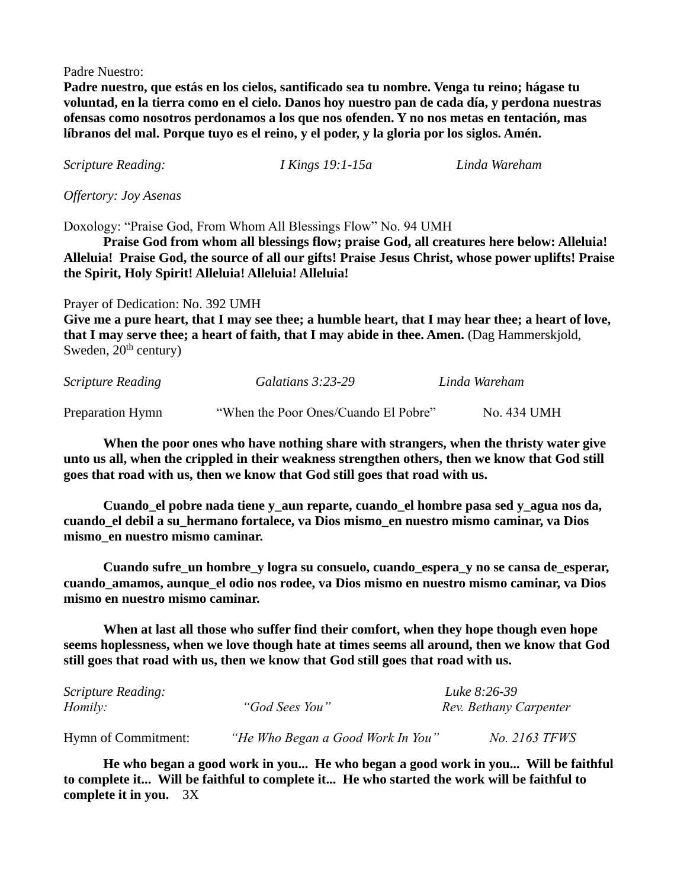Padre Nuestro:

**Padre nuestro, que estás en los cielos, santificado sea tu nombre. Venga tu reino; hágase tu voluntad, en la tierra como en el cielo. Danos hoy nuestro pan de cada día, y perdona nuestras ofensas como nosotros perdonamos a los que nos ofenden. Y no nos metas en tentación, mas líbranos del mal. Porque tuyo es el reino, y el poder, y la gloria por los siglos. Amén.**

*Scripture Reading: I Kings 19:1-15a Linda Wareham*

*Offertory: Joy Asenas*

Doxology: "Praise God, From Whom All Blessings Flow" No. 94 UMH

**Praise God from whom all blessings flow; praise God, all creatures here below: Alleluia! Alleluia! Praise God, the source of all our gifts! Praise Jesus Christ, whose power uplifts! Praise the Spirit, Holy Spirit! Alleluia! Alleluia! Alleluia!**

Prayer of Dedication: No. 392 UMH

**Give me a pure heart, that I may see thee; a humble heart, that I may hear thee; a heart of love, that I may serve thee; a heart of faith, that I may abide in thee. Amen.** (Dag Hammerskjold, Sweden, 20th century)

*Scripture Reading Galatians 3:23-29 Linda Wareham*

Preparation Hymn "When the Poor Ones/Cuando El Pobre" No. 434 UMH

**When the poor ones who have nothing share with strangers, when the thirsty water give unto us all, when the crippled in their weakness strengthen others, then we know that God still goes that road with us, then we know that God still goes that road with us.**

**Cuando_el pobre nada tiene y_aun reparte, cuando_el hombre pasa sed y_agua nos da, cuando_el debil a su_hermano fortalece, va Dios mismo_en nuestro mismo caminar, va Dios mismo_en nuestro mismo caminar.**

**Cuando sufre_un hombre_y logra su consuelo, cuando_espera_y no se cansa de_esperar, cuando_amamos, aunque_el odio nos rodee, va Dios mismo en nuestro mismo caminar, va Dios mismo en nuestro mismo caminar.**

**When at last all those who suffer find their comfort, when they hope though even hope seems hoplessness, when we love though hate at times seems all around, then we know that God still goes that road with us, then we know that God still goes that road with us.**

*Scripture Reading: Luke 8:26-39*
*Homily: "God Sees You" Rev. Bethany Carpenter*

Hymn of Commitment: *"He Who Began a Good Work In You" No. 2163 TFWS*

**He who began a good work in you... He who began a good work in you... Will be faithful to complete it... Will be faithful to complete it... He who started the work will be faithful to complete it in you.** 3X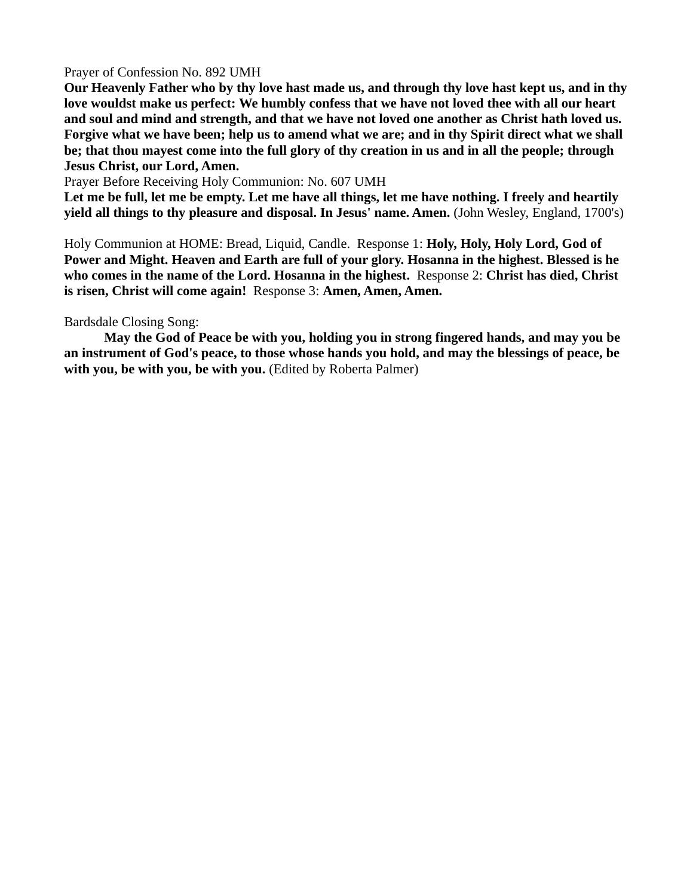Prayer of Confession No. 892 UMH

**Our Heavenly Father who by thy love hast made us, and through thy love hast kept us, and in thy love wouldst make us perfect: We humbly confess that we have not loved thee with all our heart and soul and mind and strength, and that we have not loved one another as Christ hath loved us. Forgive what we have been; help us to amend what we are; and in thy Spirit direct what we shall be; that thou mayest come into the full glory of thy creation in us and in all the people; through Jesus Christ, our Lord, Amen.**

Prayer Before Receiving Holy Communion: No. 607 UMH

**Let me be full, let me be empty. Let me have all things, let me have nothing. I freely and heartily yield all things to thy pleasure and disposal. In Jesus' name. Amen.** (John Wesley, England, 1700's)

Holy Communion at HOME: Bread, Liquid, Candle. Response 1: **Holy, Holy, Holy Lord, God of Power and Might. Heaven and Earth are full of your glory. Hosanna in the highest. Blessed is he who comes in the name of the Lord. Hosanna in the highest.** Response 2: **Christ has died, Christ is risen, Christ will come again!** Response 3: **Amen, Amen, Amen.**

Bardsdale Closing Song:

**May the God of Peace be with you, holding you in strong fingered hands, and may you be an instrument of God's peace, to those whose hands you hold, and may the blessings of peace, be with you, be with you, be with you.** (Edited by Roberta Palmer)